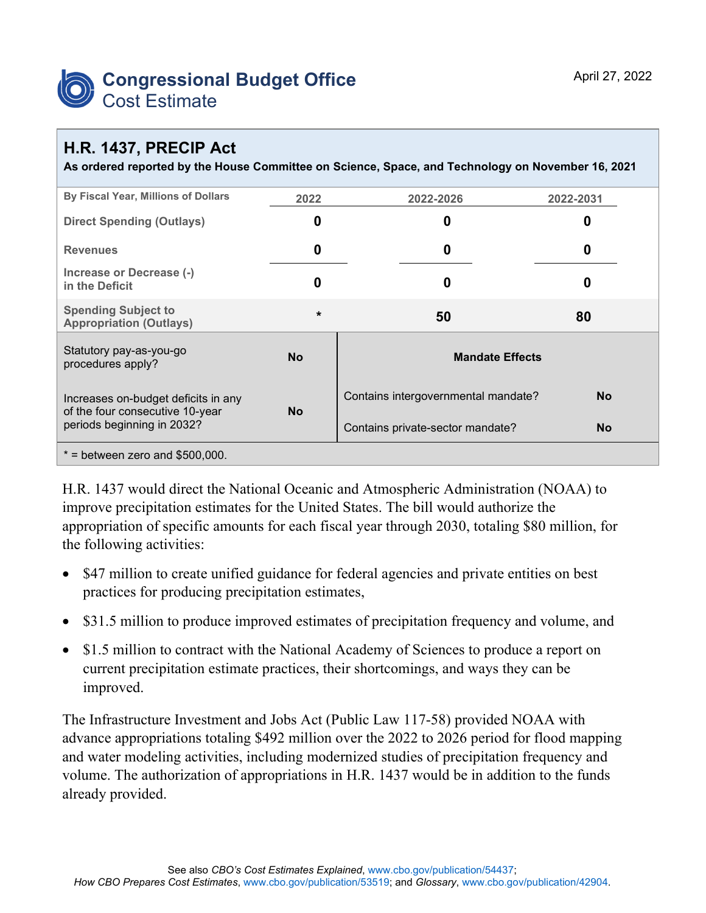# Congressional Budget Office
## Cost Estimate

April 27, 2022

## H.R. 1437, PRECIP Act

**As ordered reported by the House Committee on Science, Space, and Technology on November 16, 2021**

| By Fiscal Year, Millions of Dollars | 2022 | 2022-2026 | 2022-2031 |
|---|---|---|---|
| Direct Spending (Outlays) | 0 | 0 | 0 |
| Revenues | 0 | 0 | 0 |
| Increase or Decrease (-) in the Deficit | 0 | 0 | 0 |
| Spending Subject to Appropriation (Outlays) | * | 50 | 80 |

| | | Mandate Effects | |
|---|---|---|---|
| Statutory pay-as-you-go procedures apply? | No | Contains intergovernmental mandate? | No |
| Increases on-budget deficits in any of the four consecutive 10-year periods beginning in 2032? | No | Contains private-sector mandate? | No |

* = between zero and $500,000.

H.R. 1437 would direct the National Oceanic and Atmospheric Administration (NOAA) to improve precipitation estimates for the United States. The bill would authorize the appropriation of specific amounts for each fiscal year through 2030, totaling $80 million, for the following activities:

- $47 million to create unified guidance for federal agencies and private entities on best practices for producing precipitation estimates,
- $31.5 million to produce improved estimates of precipitation frequency and volume, and
- $1.5 million to contract with the National Academy of Sciences to produce a report on current precipitation estimate practices, their shortcomings, and ways they can be improved.

The Infrastructure Investment and Jobs Act (Public Law 117-58) provided NOAA with advance appropriations totaling $492 million over the 2022 to 2026 period for flood mapping and water modeling activities, including modernized studies of precipitation frequency and volume. The authorization of appropriations in H.R. 1437 would be in addition to the funds already provided.

See also *CBO's Cost Estimates Explained*, www.cbo.gov/publication/54437; *How CBO Prepares Cost Estimates*, www.cbo.gov/publication/53519; and *Glossary*, www.cbo.gov/publication/42904.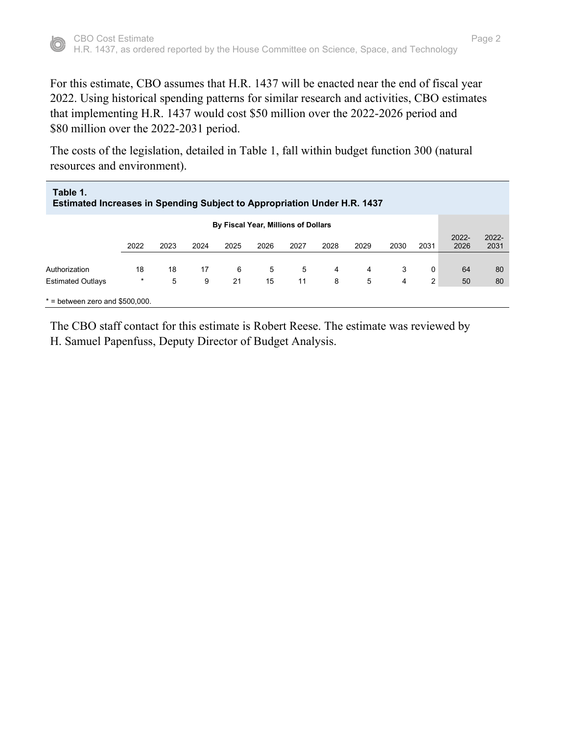For this estimate, CBO assumes that H.R. 1437 will be enacted near the end of fiscal year 2022. Using historical spending patterns for similar research and activities, CBO estimates that implementing H.R. 1437 would cost $50 million over the 2022-2026 period and $80 million over the 2022-2031 period.

The costs of the legislation, detailed in Table 1, fall within budget function 300 (natural resources and environment).

**Table 1.**
**Estimated Increases in Spending Subject to Appropriation Under H.R. 1437**

| | By Fiscal Year, Millions of Dollars | | | | | | | | | | | |
|---|---|---|---|---|---|---|---|---|---|---|---|---|
| | 2022 | 2023 | 2024 | 2025 | 2026 | 2027 | 2028 | 2029 | 2030 | 2031 | 2022-2026 | 2022-2031 |
| Authorization | 18 | 18 | 17 | 6 | 5 | 5 | 4 | 4 | 3 | 0 | 64 | 80 |
| Estimated Outlays | * | 5 | 9 | 21 | 15 | 11 | 8 | 5 | 4 | 2 | 50 | 80 |

* = between zero and $500,000.

The CBO staff contact for this estimate is Robert Reese. The estimate was reviewed by H. Samuel Papenfuss, Deputy Director of Budget Analysis.